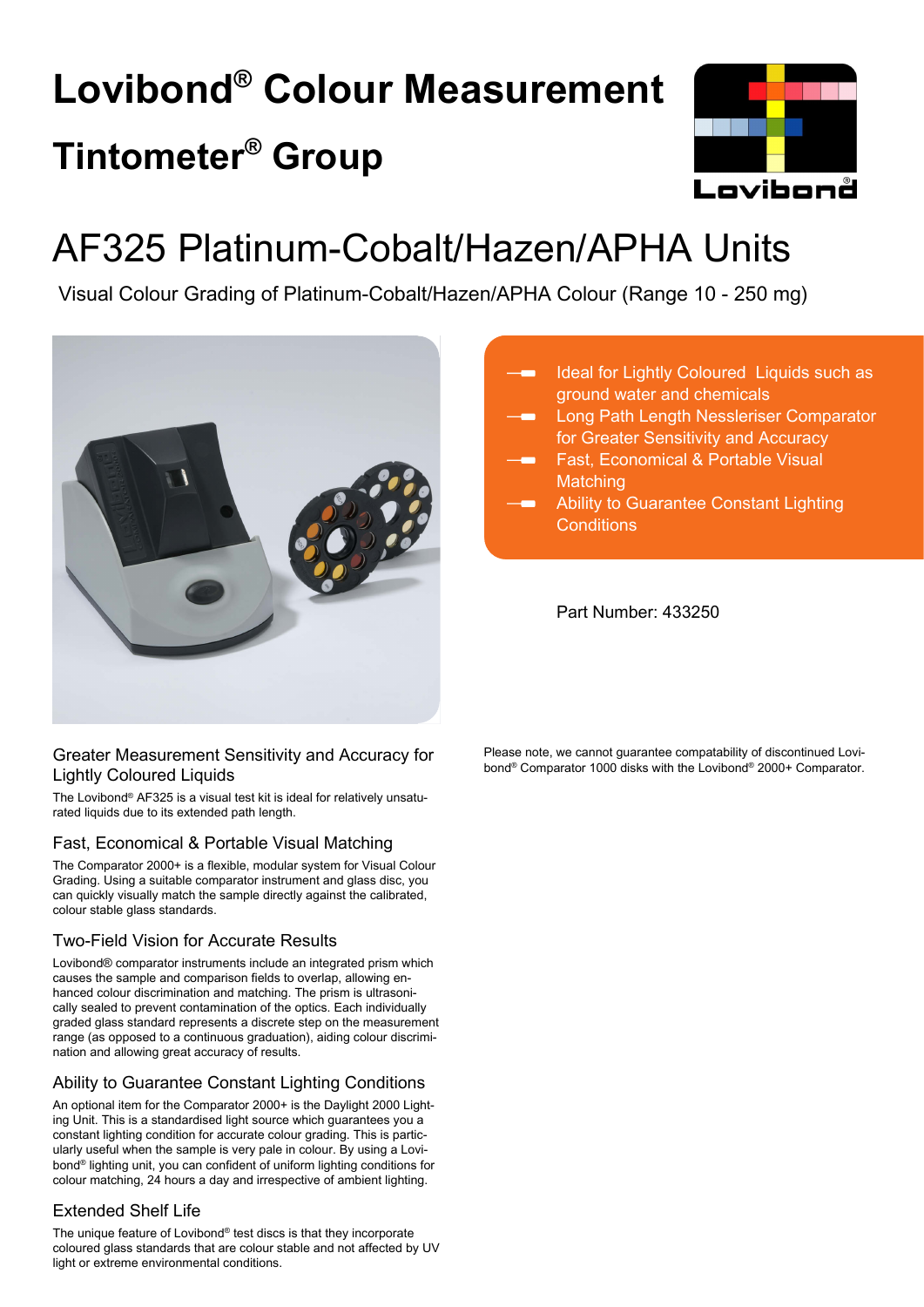# Lovibond® Colour Measurement

# Tintometer® Group

# AF325 Platinum-Cobalt/Hazen/APHA Units

Visual Colour Grading of Platinum-Cobalt/Hazen/APHA Colour (Range 10 - 250 mg)

- Ideal for Lightly Coloured Liquids such as ground water and chemicals
- Long Path Length Nessleriser Comparator for Greater Sensitivity and Accuracy
- Fast, Economical & Portable Visual Matching
- Ability to Guarantee Constant Lighting Conditions

Part Number: 433250

### Greater Measurement Sensitivity and Accuracy for Lightly Coloured Liquids

The Lovibond® AF325 is a visual test kit is ideal for relatively unsaturated liquids due to its extended path length.

### Fast, Economical & Portable Visual Matching

The Comparator 2000+ is a flexible, modular system for Visual Colour Grading. Using a suitable comparator instrument and glass disc, you can quickly visually match the sample directly against the calibrated, colour stable glass standards.

### Two-Field Vision for Accurate Results

Lovibond® comparator instruments include an integrated prism which causes the sample and comparison fields to overlap, allowing enhanced colour discrimination and matching. The prism is ultrasonically sealed to prevent contamination of the optics. Each individually graded glass standard represents a discrete step on the measurement range (as opposed to a continuous graduation), aiding colour discrimination and allowing great accuracy of results.

### Ability to Guarantee Constant Lighting Conditions

An optional item for the Comparator 2000+ is the Daylight 2000 Lighting Unit. This is a standardised light source which guarantees you a constant lighting condition for accurate colour grading. This is particularly useful when the sample is very pale in colour. By using a Lovibond® lighting unit, you can confident of uniform lighting conditions for colour matching, 24 hours a day and irrespective of ambient lighting.

### Extended Shelf Life

The unique feature of Lovibond® test discs is that they incorporate coloured glass standards that are colour stable and not affected by UV light or extreme environmental conditions.

Please note, we cannot guarantee compatability of discontinued Lovibond® Comparator 1000 disks with the Lovibond® 2000+ Comparator.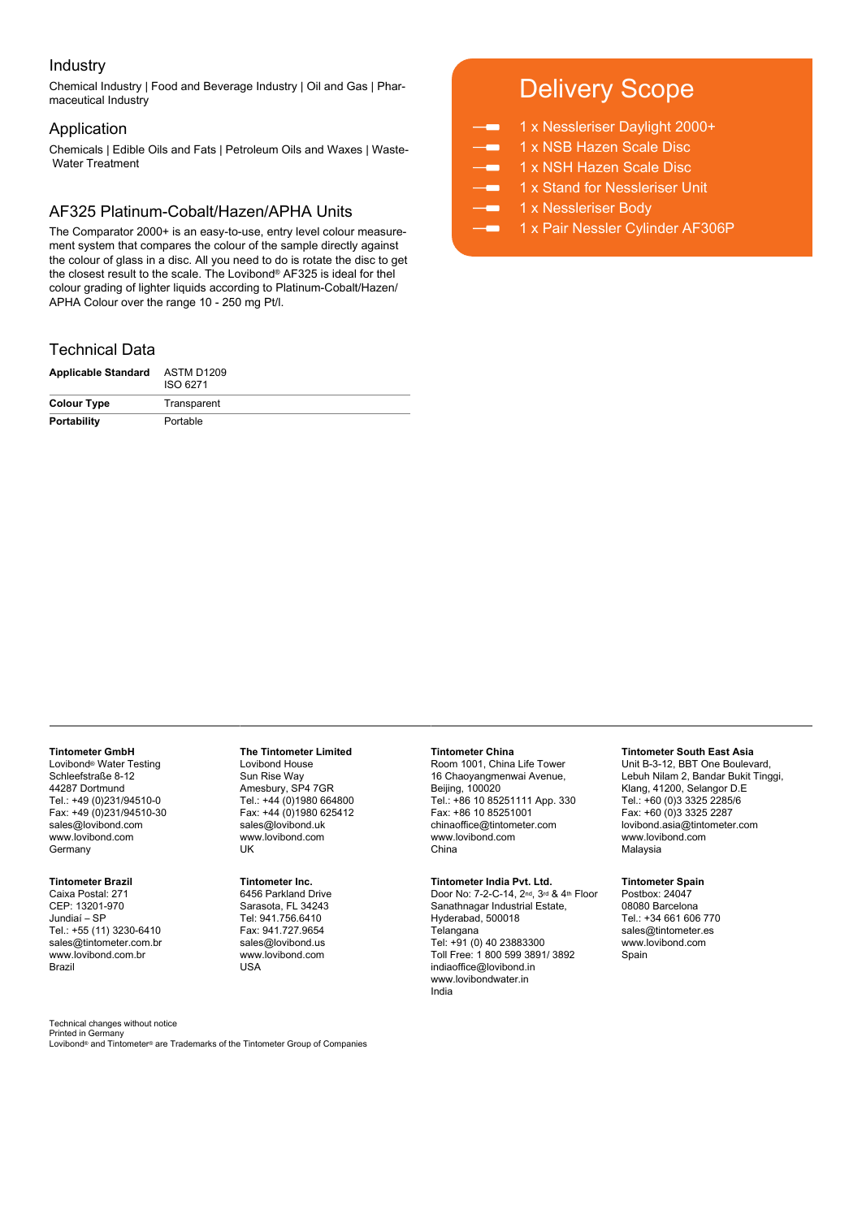## Industry

Chemical Industry | Food and Beverage Industry | Oil and Gas | Pharmaceutical Industry

## Application

Chemicals | Edible Oils and Fats | Petroleum Oils and Waxes | Waste-Water Treatment

## AF325 Platinum-Cobalt/Hazen/APHA Units

The Comparator 2000+ is an easy-to-use, entry level colour measurement system that compares the colour of the sample directly against the colour of glass in a disc. All you need to do is rotate the disc to get the closest result to the scale. The Lovibond® AF325 is ideal for thel colour grading of lighter liquids according to Platinum-Cobalt/Hazen/APHA Colour over the range 10 - 250 mg Pt/l.

## Technical Data

| | |
|---|---|
| **Applicable Standard** | ASTM D1209<br>ISO 6271 |
| **Colour Type** | Transparent |
| **Portability** | Portable |

## Delivery Scope

- 1 x Nessleriser Daylight 2000+
- 1 x NSB Hazen Scale Disc
- 1 x NSH Hazen Scale Disc
- 1 x Stand for Nessleriser Unit
- 1 x Nessleriser Body
- 1 x Pair Nessler Cylinder AF306P

---

**Tintometer GmbH**
Lovibond® Water Testing
Schleefstraße 8-12
44287 Dortmund
Tel.: +49 (0)231/94510-0
Fax: +49 (0)231/94510-30
sales@lovibond.com
www.lovibond.com
Germany

**The Tintometer Limited**
Lovibond House
Sun Rise Way
Amesbury, SP4 7GR
Tel.: +44 (0)1980 664800
Fax: +44 (0)1980 625412
sales@lovibond.uk
www.lovibond.com
UK

**Tintometer China**
Room 1001, China Life Tower
16 Chaoyangmenwai Avenue,
Beijing, 100020
Tel.: +86 10 85251111 App. 330
Fax: +86 10 85251001
chinaoffice@tintometer.com
www.lovibond.com
China

**Tintometer South East Asia**
Unit B-3-12, BBT One Boulevard,
Lebuh Nilam 2, Bandar Bukit Tinggi,
Klang, 41200, Selangor D.E
Tel.: +60 (0)3 3325 2285/6
Fax: +60 (0)3 3325 2287
lovibond.asia@tintometer.com
www.lovibond.com
Malaysia

**Tintometer Brazil**
Caixa Postal: 271
CEP: 13201-970
Jundiaí – SP
Tel.: +55 (11) 3230-6410
sales@tintometer.com.br
www.lovibond.com.br
Brazil

**Tintometer Inc.**
6456 Parkland Drive
Sarasota, FL 34243
Tel: 941.756.6410
Fax: 941.727.9654
sales@lovibond.us
www.lovibond.com
USA

**Tintometer India Pvt. Ltd.**
Door No: 7-2-C-14, 2nd, 3rd & 4th Floor
Sanathnagar Industrial Estate,
Hyderabad, 500018
Telangana
Tel: +91 (0) 40 23883300
Toll Free: 1 800 599 3891/ 3892
indiaoffice@lovibond.in
www.lovibondwater.in
India

**Tintometer Spain**
Postbox: 24047
08080 Barcelona
Tel.: +34 661 606 770
sales@tintometer.es
www.lovibond.com
Spain

Technical changes without notice
Printed in Germany
Lovibond® and Tintometer® are Trademarks of the Tintometer Group of Companies